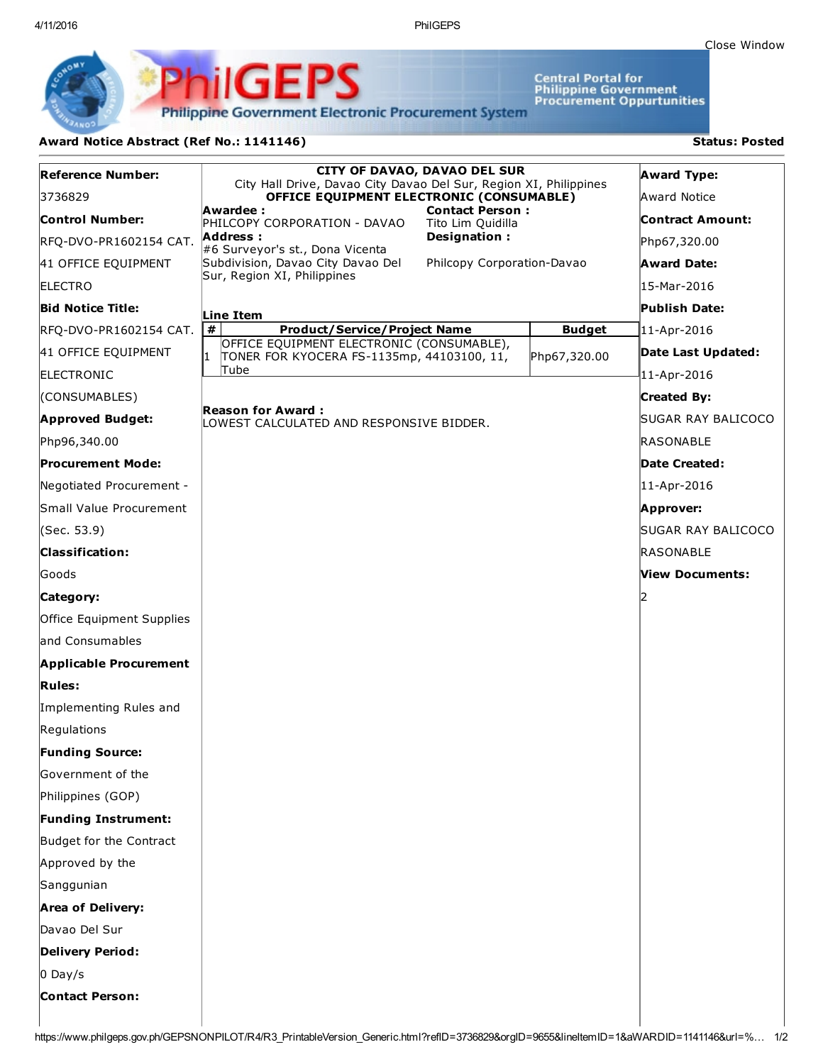Close Window

PhilGEPS
Philippine Government Electronic Procurement System

Central Portal for Philippine Government Procurement Oppurtunities

## Award Notice Abstract (Ref No.: 1141146)

**Status: Posted**

**Reference Number:**
3736829

**Control Number:**
RFQ-DVO-PR1602154 CAT. 41 OFFICE EQUIPMENT ELECTRO

**Bid Notice Title:**
RFQ-DVO-PR1602154 CAT. 41 OFFICE EQUIPMENT ELECTRONIC (CONSUMABLES)

**Approved Budget:**
Php96,340.00

**Procurement Mode:**
Negotiated Procurement - Small Value Procurement (Sec. 53.9)

**Classification:**
Goods

**Category:**
Office Equipment Supplies and Consumables

**Applicable Procurement Rules:**
Implementing Rules and Regulations

**Funding Source:**
Government of the Philippines (GOP)

**Funding Instrument:**
Budget for the Contract Approved by the Sanggunian

**Area of Delivery:**
Davao Del Sur

**Delivery Period:**
0 Day/s

**Contact Person:**

**CITY OF DAVAO, DAVAO DEL SUR**
City Hall Drive, Davao City Davao Del Sur, Region XI, Philippines
**OFFICE EQUIPMENT ELECTRONIC (CONSUMABLE)**

**Awardee :**
PHILCOPY CORPORATION - DAVAO

**Address :**
#6 Surveyor's st., Dona Vicenta Subdivision, Davao City Davao Del Sur, Region XI, Philippines

**Contact Person :**
Tito Lim Quidilla

**Designation :**
Philcopy Corporation-Davao

**Line Item**

| # | Product/Service/Project Name | Budget |
|---|---|---|
| 1 | OFFICE EQUIPMENT ELECTRONIC (CONSUMABLE), TONER FOR KYOCERA FS-1135mp, 44103100, 11, Tube | Php67,320.00 |

**Reason for Award :**
LOWEST CALCULATED AND RESPONSIVE BIDDER.

**Award Type:**
Award Notice

**Contract Amount:**
Php67,320.00

**Award Date:**
15-Mar-2016

**Publish Date:**
11-Apr-2016

**Date Last Updated:**
11-Apr-2016

**Created By:**
SUGAR RAY BALICOCO RASONABLE

**Date Created:**
11-Apr-2016

**Approver:**
SUGAR RAY BALICOCO RASONABLE

**View Documents:**
2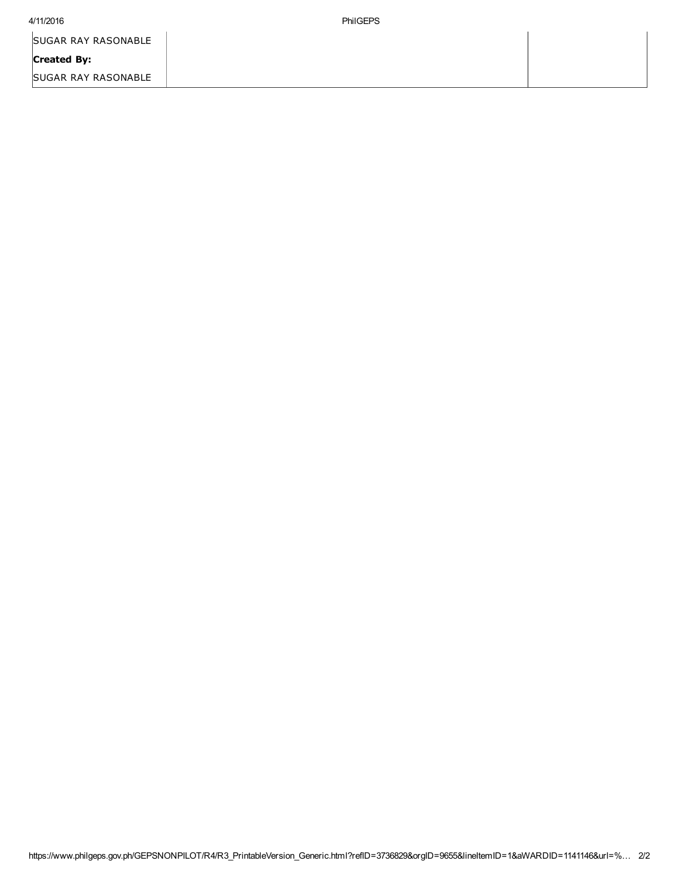| | | |
|---|---|---|
| SUGAR RAY RASONABLE | | |
| **Created By:** | | |
| SUGAR RAY RASONABLE | | |